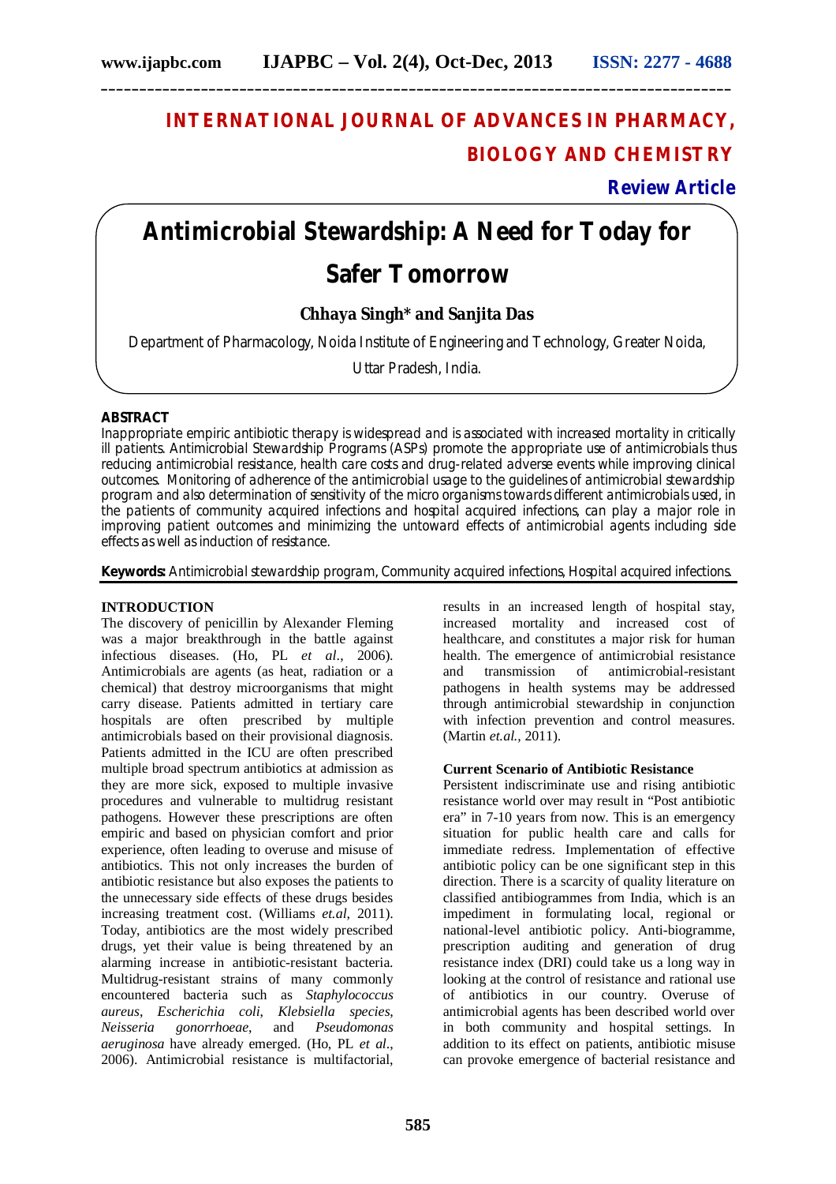# INTERNATIONAL JOURNAL OF ADVANCES IN PHARMACY, BIOLOGY AND CHEMISTRY

**Review Article**

# Antimicrobial Stewardship: A Need for Today for Safer Tomorrow

**Chhaya Singh\* and Sanjita Das**

Department of Pharmacology, Noida Institute of Engineering and Technology, Greater Noida, Uttar Pradesh, India.

## ABSTRACT

Inappropriate empiric antibiotic therapy is widespread and is associated with increased mortality in critically ill patients. Antimicrobial Stewardship Programs (ASPs) promote the appropriate use of antimicrobials thus reducing antimicrobial resistance, health care costs and drug-related adverse events while improving clinical outcomes. Monitoring of adherence of the antimicrobial usage to the guidelines of antimicrobial stewardship program and also determination of sensitivity of the micro organisms towards different antimicrobials used, in the patients of community acquired infections and hospital acquired infections, can play a major role in improving patient outcomes and minimizing the untoward effects of antimicrobial agents including side effects as well as induction of resistance.

**Keywords:** Antimicrobial stewardship program, Community acquired infections, Hospital acquired infections.

## INTRODUCTION

The discovery of penicillin by Alexander Fleming was a major breakthrough in the battle against infectious diseases. (Ho, PL *et al*., 2006). Antimicrobials are agents (as heat, radiation or a chemical) that destroy microorganisms that might carry disease. Patients admitted in tertiary care hospitals are often prescribed by multiple antimicrobials based on their provisional diagnosis. Patients admitted in the ICU are often prescribed multiple broad spectrum antibiotics at admission as they are more sick, exposed to multiple invasive procedures and vulnerable to multidrug resistant pathogens. However these prescriptions are often empiric and based on physician comfort and prior experience, often leading to overuse and misuse of antibiotics. This not only increases the burden of antibiotic resistance but also exposes the patients to the unnecessary side effects of these drugs besides increasing treatment cost. (Williams *et.al*, 2011). Today, antibiotics are the most widely prescribed drugs, yet their value is being threatened by an alarming increase in antibiotic-resistant bacteria. Multidrug-resistant strains of many commonly encountered bacteria such as *Staphylococcus aureus*, *Escherichia coli*, *Klebsiella species*, *Neisseria gonorrhoeae*, and *Pseudomonas aeruginosa* have already emerged. (Ho, PL *et al*., 2006). Antimicrobial resistance is multifactorial, results in an increased length of hospital stay, increased mortality and increased cost of healthcare, and constitutes a major risk for human health. The emergence of antimicrobial resistance and transmission of antimicrobial-resistant pathogens in health systems may be addressed through antimicrobial stewardship in conjunction with infection prevention and control measures. (Martin *et.al.*, 2011).

### Current Scenario of Antibiotic Resistance

Persistent indiscriminate use and rising antibiotic resistance world over may result in "Post antibiotic era" in 7-10 years from now. This is an emergency situation for public health care and calls for immediate redress. Implementation of effective antibiotic policy can be one significant step in this direction. There is a scarcity of quality literature on classified antibiogrammes from India, which is an impediment in formulating local, regional or national-level antibiotic policy. Anti-biogramme, prescription auditing and generation of drug resistance index (DRI) could take us a long way in looking at the control of resistance and rational use of antibiotics in our country. Overuse of antimicrobial agents has been described world over in both community and hospital settings. In addition to its effect on patients, antibiotic misuse can provoke emergence of bacterial resistance and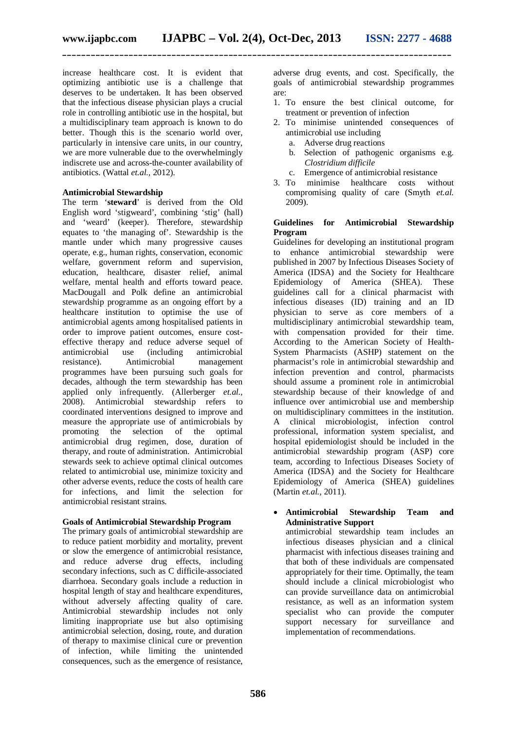increase healthcare cost. It is evident that optimizing antibiotic use is a challenge that deserves to be undertaken. It has been observed that the infectious disease physician plays a crucial role in controlling antibiotic use in the hospital, but a multidisciplinary team approach is known to do better. Though this is the scenario world over, particularly in intensive care units, in our country, we are more vulnerable due to the overwhelmingly indiscrete use and across-the-counter availability of antibiotics. (Wattal *et.al.*, 2012).

**Antimicrobial Stewardship**

The term '**steward**' is derived from the Old English word 'stigweard', combining 'stig' (hall) and 'weard' (keeper). Therefore, stewardship equates to 'the managing of'. Stewardship is the mantle under which many progressive causes operate, e.g., human rights, conservation, economic welfare, government reform and supervision, education, healthcare, disaster relief, animal welfare, mental health and efforts toward peace. MacDougall and Polk define an antimicrobial stewardship programme as an ongoing effort by a healthcare institution to optimise the use of antimicrobial agents among hospitalised patients in order to improve patient outcomes, ensure cost-effective therapy and reduce adverse sequel of antimicrobial use (including antimicrobial resistance). Antimicrobial management programmes have been pursuing such goals for decades, although the term stewardship has been applied only infrequently. (Allerberger *et.al.*, 2008). Antimicrobial stewardship refers to coordinated interventions designed to improve and measure the appropriate use of antimicrobials by promoting the selection of the optimal antimicrobial drug regimen, dose, duration of therapy, and route of administration. Antimicrobial stewards seek to achieve optimal clinical outcomes related to antimicrobial use, minimize toxicity and other adverse events, reduce the costs of health care for infections, and limit the selection for antimicrobial resistant strains.

**Goals of Antimicrobial Stewardship Program**

The primary goals of antimicrobial stewardship are to reduce patient morbidity and mortality, prevent or slow the emergence of antimicrobial resistance, and reduce adverse drug effects, including secondary infections, such as C difficile-associated diarrhoea. Secondary goals include a reduction in hospital length of stay and healthcare expenditures, without adversely affecting quality of care. Antimicrobial stewardship includes not only limiting inappropriate use but also optimising antimicrobial selection, dosing, route, and duration of therapy to maximise clinical cure or prevention of infection, while limiting the unintended consequences, such as the emergence of resistance, adverse drug events, and cost. Specifically, the goals of antimicrobial stewardship programmes are:

1. To ensure the best clinical outcome, for treatment or prevention of infection
2. To minimise unintended consequences of antimicrobial use including
   a. Adverse drug reactions
   b. Selection of pathogenic organisms e.g. *Clostridium difficile*
   c. Emergence of antimicrobial resistance
3. To minimise healthcare costs without compromising quality of care (Smyth *et.al.* 2009).

**Guidelines for Antimicrobial Stewardship Program**

Guidelines for developing an institutional program to enhance antimicrobial stewardship were published in 2007 by Infectious Diseases Society of America (IDSA) and the Society for Healthcare Epidemiology of America (SHEA). These guidelines call for a clinical pharmacist with infectious diseases (ID) training and an ID physician to serve as core members of a multidisciplinary antimicrobial stewardship team, with compensation provided for their time. According to the American Society of Health-System Pharmacists (ASHP) statement on the pharmacist's role in antimicrobial stewardship and infection prevention and control, pharmacists should assume a prominent role in antimicrobial stewardship because of their knowledge of and influence over antimicrobial use and membership on multidisciplinary committees in the institution. A clinical microbiologist, infection control professional, information system specialist, and hospital epidemiologist should be included in the antimicrobial stewardship program (ASP) core team, according to Infectious Diseases Society of America (IDSA) and the Society for Healthcare Epidemiology of America (SHEA) guidelines (Martin *et.al.*, 2011).

- **Antimicrobial Stewardship Team and Administrative Support**

  antimicrobial stewardship team includes an infectious diseases physician and a clinical pharmacist with infectious diseases training and that both of these individuals are compensated appropriately for their time. Optimally, the team should include a clinical microbiologist who can provide surveillance data on antimicrobial resistance, as well as an information system specialist who can provide the computer support necessary for surveillance and implementation of recommendations.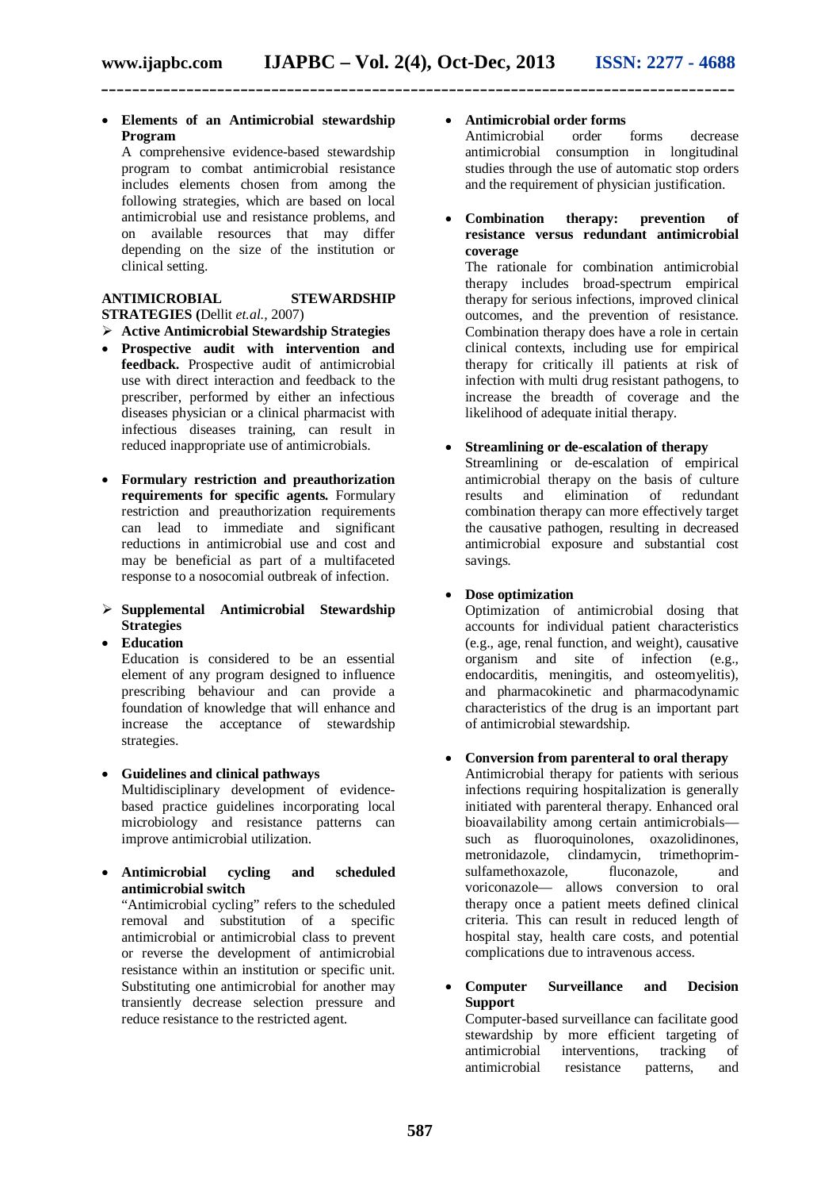- **Elements of an Antimicrobial stewardship Program**

  A comprehensive evidence-based stewardship program to combat antimicrobial resistance includes elements chosen from among the following strategies, which are based on local antimicrobial use and resistance problems, and on available resources that may differ depending on the size of the institution or clinical setting.

**ANTIMICROBIAL STEWARDSHIP STRATEGIES (**Dellit *et.al.*, 2007)

➢ **Active Antimicrobial Stewardship Strategies**

- **Prospective audit with intervention and feedback.** Prospective audit of antimicrobial use with direct interaction and feedback to the prescriber, performed by either an infectious diseases physician or a clinical pharmacist with infectious diseases training, can result in reduced inappropriate use of antimicrobials.

- **Formulary restriction and preauthorization requirements for specific agents.** Formulary restriction and preauthorization requirements can lead to immediate and significant reductions in antimicrobial use and cost and may be beneficial as part of a multifaceted response to a nosocomial outbreak of infection.

➢ **Supplemental Antimicrobial Stewardship Strategies**

- **Education**

  Education is considered to be an essential element of any program designed to influence prescribing behaviour and can provide a foundation of knowledge that will enhance and increase the acceptance of stewardship strategies.

- **Guidelines and clinical pathways**

  Multidisciplinary development of evidence-based practice guidelines incorporating local microbiology and resistance patterns can improve antimicrobial utilization.

- **Antimicrobial cycling and scheduled antimicrobial switch**

  "Antimicrobial cycling" refers to the scheduled removal and substitution of a specific antimicrobial or antimicrobial class to prevent or reverse the development of antimicrobial resistance within an institution or specific unit. Substituting one antimicrobial for another may transiently decrease selection pressure and reduce resistance to the restricted agent.

- **Antimicrobial order forms**

  Antimicrobial order forms decrease antimicrobial consumption in longitudinal studies through the use of automatic stop orders and the requirement of physician justification.

- **Combination therapy: prevention of resistance versus redundant antimicrobial coverage**

  The rationale for combination antimicrobial therapy includes broad-spectrum empirical therapy for serious infections, improved clinical outcomes, and the prevention of resistance. Combination therapy does have a role in certain clinical contexts, including use for empirical therapy for critically ill patients at risk of infection with multi drug resistant pathogens, to increase the breadth of coverage and the likelihood of adequate initial therapy.

- **Streamlining or de-escalation of therapy**

  Streamlining or de-escalation of empirical antimicrobial therapy on the basis of culture results and elimination of redundant combination therapy can more effectively target the causative pathogen, resulting in decreased antimicrobial exposure and substantial cost savings.

- **Dose optimization**

  Optimization of antimicrobial dosing that accounts for individual patient characteristics (e.g., age, renal function, and weight), causative organism and site of infection (e.g., endocarditis, meningitis, and osteomyelitis), and pharmacokinetic and pharmacodynamic characteristics of the drug is an important part of antimicrobial stewardship.

- **Conversion from parenteral to oral therapy**

  Antimicrobial therapy for patients with serious infections requiring hospitalization is generally initiated with parenteral therapy. Enhanced oral bioavailability among certain antimicrobials—such as fluoroquinolones, oxazolidinones, metronidazole, clindamycin, trimethoprim-sulfamethoxazole, fluconazole, and voriconazole— allows conversion to oral therapy once a patient meets defined clinical criteria. This can result in reduced length of hospital stay, health care costs, and potential complications due to intravenous access.

- **Computer Surveillance and Decision Support**

  Computer-based surveillance can facilitate good stewardship by more efficient targeting of antimicrobial interventions, tracking of antimicrobial resistance patterns, and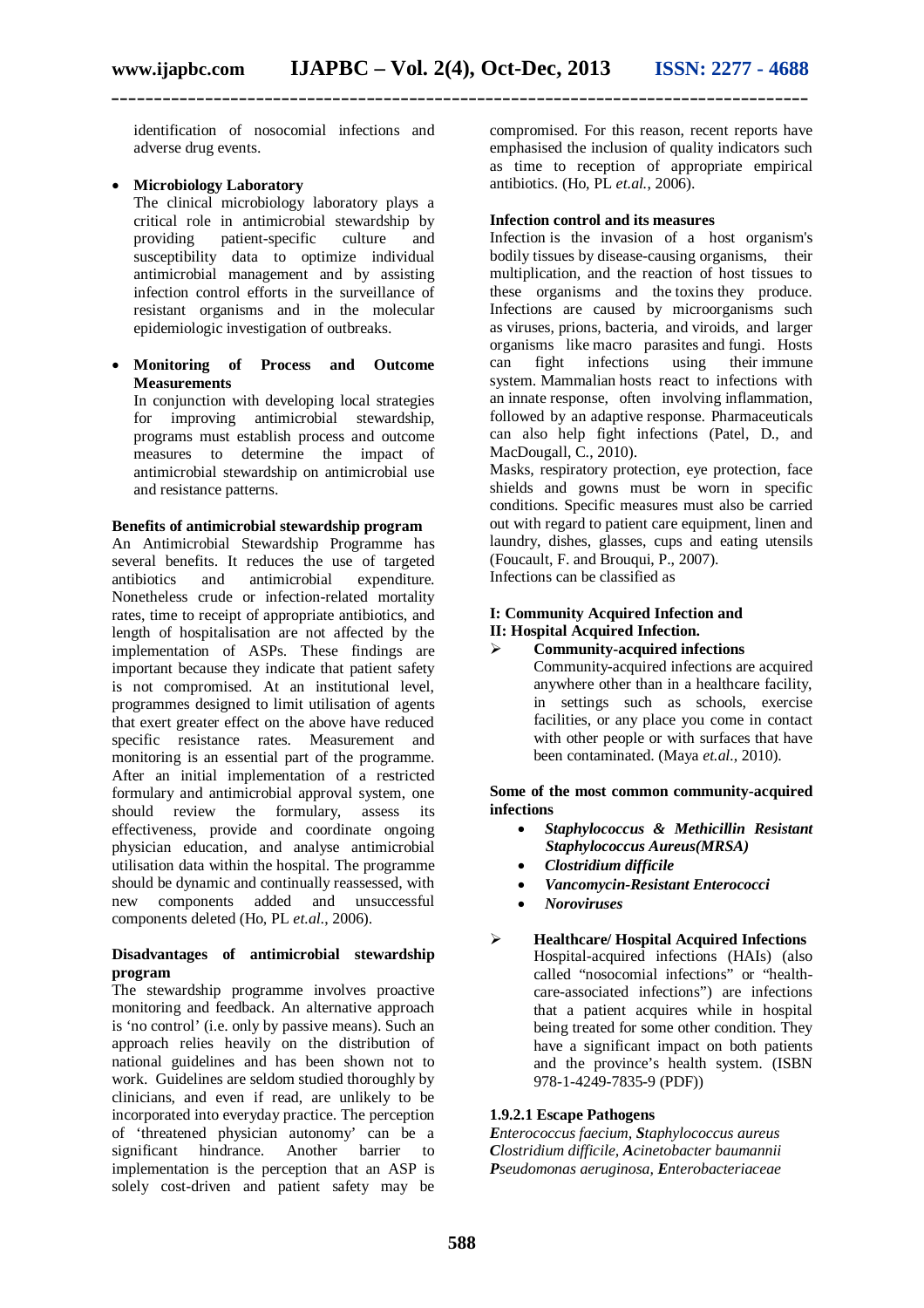identification of nosocomial infections and adverse drug events.

- **Microbiology Laboratory**
  The clinical microbiology laboratory plays a critical role in antimicrobial stewardship by providing patient-specific culture and susceptibility data to optimize individual antimicrobial management and by assisting infection control efforts in the surveillance of resistant organisms and in the molecular epidemiologic investigation of outbreaks.

- **Monitoring of Process and Outcome Measurements**
  In conjunction with developing local strategies for improving antimicrobial stewardship, programs must establish process and outcome measures to determine the impact of antimicrobial stewardship on antimicrobial use and resistance patterns.

**Benefits of antimicrobial stewardship program**

An Antimicrobial Stewardship Programme has several benefits. It reduces the use of targeted antibiotics and antimicrobial expenditure. Nonetheless crude or infection-related mortality rates, time to receipt of appropriate antibiotics, and length of hospitalisation are not affected by the implementation of ASPs. These findings are important because they indicate that patient safety is not compromised. At an institutional level, programmes designed to limit utilisation of agents that exert greater effect on the above have reduced specific resistance rates. Measurement and monitoring is an essential part of the programme. After an initial implementation of a restricted formulary and antimicrobial approval system, one should review the formulary, assess its effectiveness, provide and coordinate ongoing physician education, and analyse antimicrobial utilisation data within the hospital. The programme should be dynamic and continually reassessed, with new components added and unsuccessful components deleted (Ho, PL *et.al.*, 2006).

**Disadvantages of antimicrobial stewardship program**

The stewardship programme involves proactive monitoring and feedback. An alternative approach is 'no control' (i.e. only by passive means). Such an approach relies heavily on the distribution of national guidelines and has been shown not to work. Guidelines are seldom studied thoroughly by clinicians, and even if read, are unlikely to be incorporated into everyday practice. The perception of 'threatened physician autonomy' can be a significant hindrance. Another barrier to implementation is the perception that an ASP is solely cost-driven and patient safety may be compromised. For this reason, recent reports have emphasised the inclusion of quality indicators such as time to reception of appropriate empirical antibiotics. (Ho, PL *et.al.*, 2006).

**Infection control and its measures**

Infection is the invasion of a host organism's bodily tissues by disease-causing organisms, their multiplication, and the reaction of host tissues to these organisms and the toxins they produce. Infections are caused by microorganisms such as viruses, prions, bacteria, and viroids, and larger organisms like macro parasites and fungi. Hosts can fight infections using their immune system. Mammalian hosts react to infections with an innate response, often involving inflammation, followed by an adaptive response. Pharmaceuticals can also help fight infections (Patel, D., and MacDougall, C., 2010).

Masks, respiratory protection, eye protection, face shields and gowns must be worn in specific conditions. Specific measures must also be carried out with regard to patient care equipment, linen and laundry, dishes, glasses, cups and eating utensils (Foucault, F. and Brouqui, P., 2007).

Infections can be classified as

**I: Community Acquired Infection and**
**II: Hospital Acquired Infection.**

- **Community-acquired infections**
  Community-acquired infections are acquired anywhere other than in a healthcare facility, in settings such as schools, exercise facilities, or any place you come in contact with other people or with surfaces that have been contaminated. (Maya *et.al.*, 2010).

**Some of the most common community-acquired infections**

- ***Staphylococcus & Methicillin Resistant Staphylococcus Aureus(MRSA)***
- ***Clostridium difficile***
- ***Vancomycin-Resistant Enterococci***
- ***Noroviruses***

- **Healthcare/ Hospital Acquired Infections**
  Hospital-acquired infections (HAIs) (also called "nosocomial infections" or "health-care-associated infections") are infections that a patient acquires while in hospital being treated for some other condition. They have a significant impact on both patients and the province's health system. (ISBN 978-1-4249-7835-9 (PDF))

**1.9.2.1 Escape Pathogens**

***E****nterococcus faecium,* ***S****taphylococcus aureus*
***C****lostridium difficile,* ***A****cinetobacter baumannii*
***P****seudomonas aeruginosa,* ***E****nterobacteriaceae*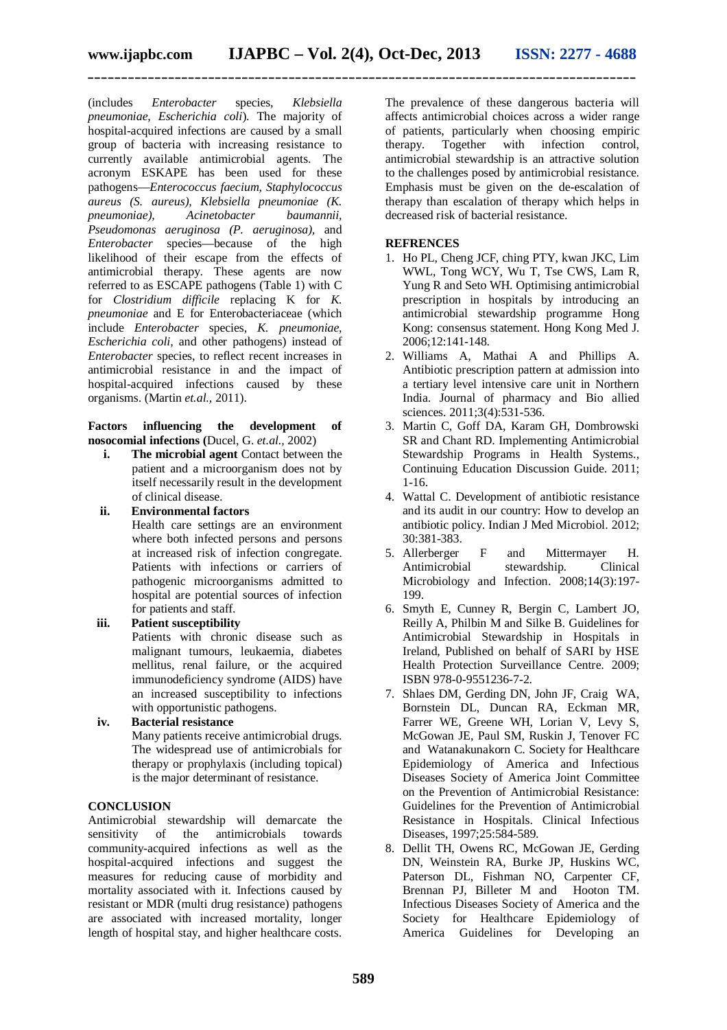(includes *Enterobacter* species, *Klebsiella pneumoniae, Escherichia coli*). The majority of hospital-acquired infections are caused by a small group of bacteria with increasing resistance to currently available antimicrobial agents. The acronym ESKAPE has been used for these pathogens—*Enterococcus faecium, Staphylococcus aureus (S. aureus), Klebsiella pneumoniae (K. pneumoniae), Acinetobacter baumannii, Pseudomonas aeruginosa (P. aeruginosa),* and *Enterobacter* species—because of the high likelihood of their escape from the effects of antimicrobial therapy. These agents are now referred to as ESCAPE pathogens (Table 1) with C for *Clostridium difficile* replacing K for *K. pneumoniae* and E for Enterobacteriaceae (which include *Enterobacter* species, *K. pneumoniae, Escherichia coli,* and other pathogens) instead of *Enterobacter* species, to reflect recent increases in antimicrobial resistance in and the impact of hospital-acquired infections caused by these organisms. (Martin *et.al.,* 2011).

**Factors influencing the development of nosocomial infections (**Ducel, G. *et.al.,* 2002)

- **i. The microbial agent** Contact between the patient and a microorganism does not by itself necessarily result in the development of clinical disease.
- **ii. Environmental factors**
  Health care settings are an environment where both infected persons and persons at increased risk of infection congregate. Patients with infections or carriers of pathogenic microorganisms admitted to hospital are potential sources of infection for patients and staff.
- **iii. Patient susceptibility**
  Patients with chronic disease such as malignant tumours, leukaemia, diabetes mellitus, renal failure, or the acquired immunodeficiency syndrome (AIDS) have an increased susceptibility to infections with opportunistic pathogens.
- **iv. Bacterial resistance**
  Many patients receive antimicrobial drugs. The widespread use of antimicrobials for therapy or prophylaxis (including topical) is the major determinant of resistance.

## CONCLUSION

Antimicrobial stewardship will demarcate the sensitivity of the antimicrobials towards community-acquired infections as well as the hospital-acquired infections and suggest the measures for reducing cause of morbidity and mortality associated with it. Infections caused by resistant or MDR (multi drug resistance) pathogens are associated with increased mortality, longer length of hospital stay, and higher healthcare costs. The prevalence of these dangerous bacteria will affects antimicrobial choices across a wider range of patients, particularly when choosing empiric therapy. Together with infection control, antimicrobial stewardship is an attractive solution to the challenges posed by antimicrobial resistance. Emphasis must be given on the de-escalation of therapy than escalation of therapy which helps in decreased risk of bacterial resistance.

## REFRENCES

1. Ho PL, Cheng JCF, ching PTY, kwan JKC, Lim WWL, Tong WCY, Wu T, Tse CWS, Lam R, Yung R and Seto WH. Optimising antimicrobial prescription in hospitals by introducing an antimicrobial stewardship programme Hong Kong: consensus statement. Hong Kong Med J. 2006;12:141-148.
2. Williams A, Mathai A and Phillips A. Antibiotic prescription pattern at admission into a tertiary level intensive care unit in Northern India. Journal of pharmacy and Bio allied sciences. 2011;3(4):531-536.
3. Martin C, Goff DA, Karam GH, Dombrowski SR and Chant RD. Implementing Antimicrobial Stewardship Programs in Health Systems., Continuing Education Discussion Guide. 2011; 1-16.
4. Wattal C. Development of antibiotic resistance and its audit in our country: How to develop an antibiotic policy. Indian J Med Microbiol. 2012; 30:381-383.
5. Allerberger F and Mittermayer H. Antimicrobial stewardship. Clinical Microbiology and Infection. 2008;14(3):197-199.
6. Smyth E, Cunney R, Bergin C, Lambert JO, Reilly A, Philbin M and Silke B. Guidelines for Antimicrobial Stewardship in Hospitals in Ireland, Published on behalf of SARI by HSE Health Protection Surveillance Centre. 2009; ISBN 978-0-9551236-7-2.
7. Shlaes DM, Gerding DN, John JF, Craig WA, Bornstein DL, Duncan RA, Eckman MR, Farrer WE, Greene WH, Lorian V, Levy S, McGowan JE, Paul SM, Ruskin J, Tenover FC and Watanakunakorn C. Society for Healthcare Epidemiology of America and Infectious Diseases Society of America Joint Committee on the Prevention of Antimicrobial Resistance: Guidelines for the Prevention of Antimicrobial Resistance in Hospitals. Clinical Infectious Diseases, 1997;25:584-589.
8. Dellit TH, Owens RC, McGowan JE, Gerding DN, Weinstein RA, Burke JP, Huskins WC, Paterson DL, Fishman NO, Carpenter CF, Brennan PJ, Billeter M and Hooton TM. Infectious Diseases Society of America and the Society for Healthcare Epidemiology of America Guidelines for Developing an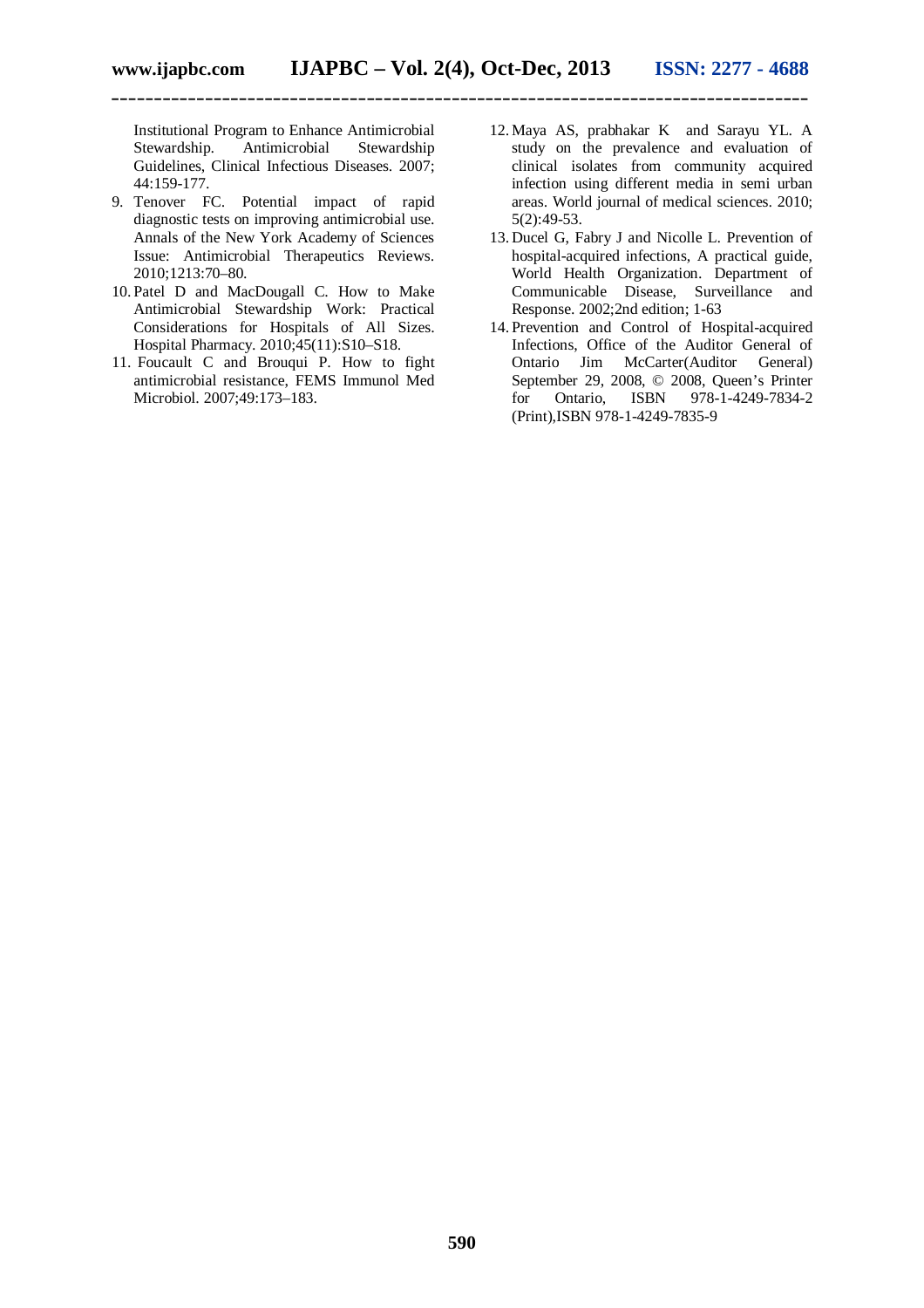Institutional Program to Enhance Antimicrobial Stewardship. Antimicrobial Stewardship Guidelines, Clinical Infectious Diseases. 2007; 44:159-177.

9. Tenover FC. Potential impact of rapid diagnostic tests on improving antimicrobial use. Annals of the New York Academy of Sciences Issue: Antimicrobial Therapeutics Reviews. 2010;1213:70–80.
10. Patel D and MacDougall C. How to Make Antimicrobial Stewardship Work: Practical Considerations for Hospitals of All Sizes. Hospital Pharmacy. 2010;45(11):S10–S18.
11. Foucault C and Brouqui P. How to fight antimicrobial resistance, FEMS Immunol Med Microbiol. 2007;49:173–183.
12. Maya AS, prabhakar K and Sarayu YL. A study on the prevalence and evaluation of clinical isolates from community acquired infection using different media in semi urban areas. World journal of medical sciences. 2010; 5(2):49-53.
13. Ducel G, Fabry J and Nicolle L. Prevention of hospital-acquired infections, A practical guide, World Health Organization. Department of Communicable Disease, Surveillance and Response. 2002;2nd edition; 1-63
14. Prevention and Control of Hospital-acquired Infections, Office of the Auditor General of Ontario Jim McCarter(Auditor General) September 29, 2008, © 2008, Queen's Printer for Ontario, ISBN 978-1-4249-7834-2 (Print),ISBN 978-1-4249-7835-9